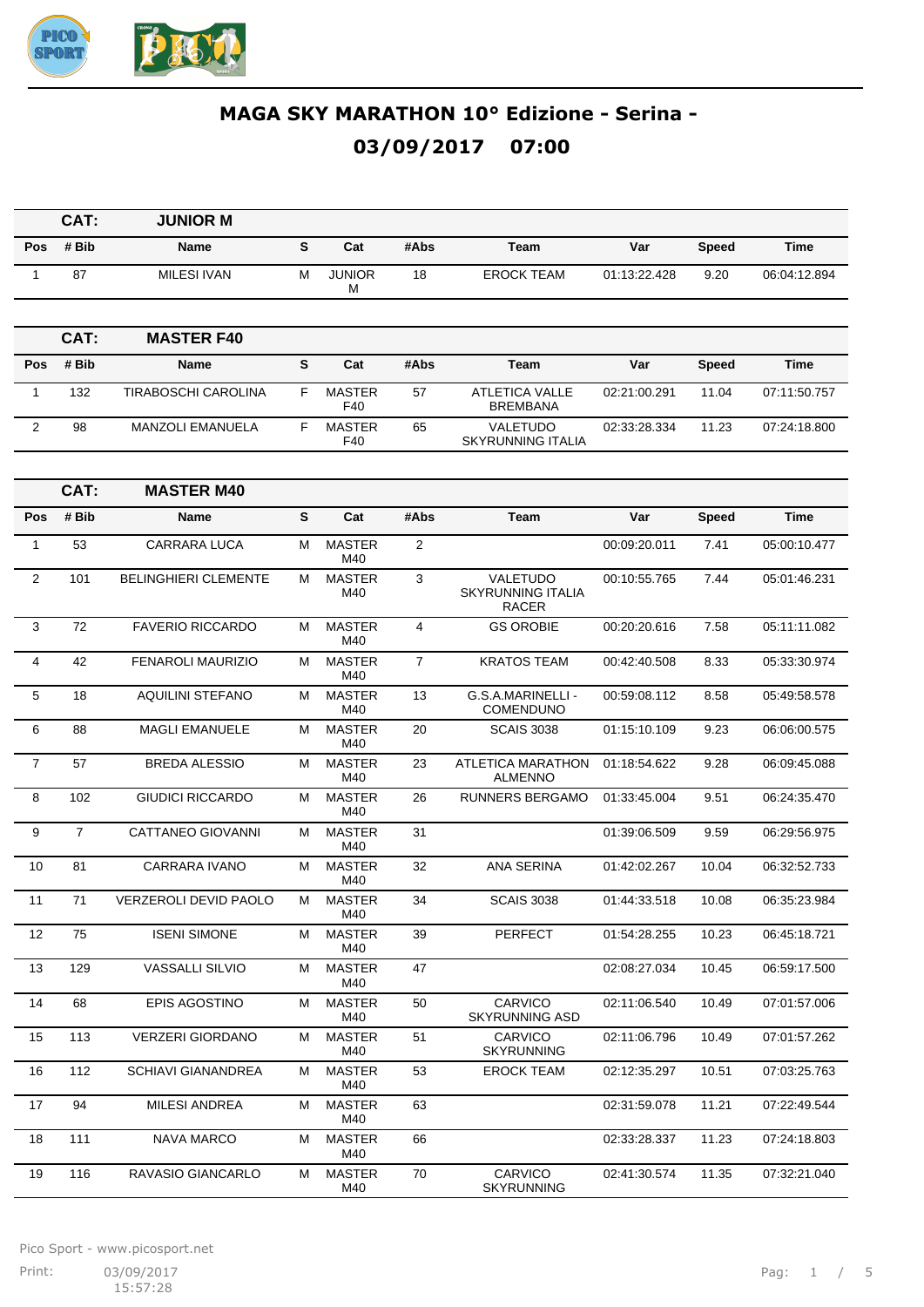# MAGA SKY MARATHON 10° Edizione - Serina -

# 03/09/2017 07:00

**CAT: JUNIOR M**

| Pos | # Bib | Name | S | Cat | #Abs | Team | Var | Speed | Time |
|---|---|---|---|---|---|---|---|---|---|
| 1 | 87 | MILESI IVAN | M | JUNIOR M | 18 | EROCK TEAM | 01:13:22.428 | 9.20 | 06:04:12.894 |

**CAT: MASTER F40**

| Pos | # Bib | Name | S | Cat | #Abs | Team | Var | Speed | Time |
|---|---|---|---|---|---|---|---|---|---|
| 1 | 132 | TIRABOSCHI CAROLINA | F | MASTER F40 | 57 | ATLETICA VALLE BREMBANA | 02:21:00.291 | 11.04 | 07:11:50.757 |
| 2 | 98 | MANZOLI EMANUELA | F | MASTER F40 | 65 | VALETUDO SKYRUNNING ITALIA | 02:33:28.334 | 11.23 | 07:24:18.800 |

**CAT: MASTER M40**

| Pos | # Bib | Name | S | Cat | #Abs | Team | Var | Speed | Time |
|---|---|---|---|---|---|---|---|---|---|
| 1 | 53 | CARRARA LUCA | M | MASTER M40 | 2 | | 00:09:20.011 | 7.41 | 05:00:10.477 |
| 2 | 101 | BELINGHIERI CLEMENTE | M | MASTER M40 | 3 | VALETUDO SKYRUNNING ITALIA RACER | 00:10:55.765 | 7.44 | 05:01:46.231 |
| 3 | 72 | FAVERIO RICCARDO | M | MASTER M40 | 4 | GS OROBIE | 00:20:20.616 | 7.58 | 05:11:11.082 |
| 4 | 42 | FENAROLI MAURIZIO | M | MASTER M40 | 7 | KRATOS TEAM | 00:42:40.508 | 8.33 | 05:33:30.974 |
| 5 | 18 | AQUILINI STEFANO | M | MASTER M40 | 13 | G.S.A.MARINELLI - COMENDUNO | 00:59:08.112 | 8.58 | 05:49:58.578 |
| 6 | 88 | MAGLI EMANUELE | M | MASTER M40 | 20 | SCAIS 3038 | 01:15:10.109 | 9.23 | 06:06:00.575 |
| 7 | 57 | BREDA ALESSIO | M | MASTER M40 | 23 | ATLETICA MARATHON ALMENNO | 01:18:54.622 | 9.28 | 06:09:45.088 |
| 8 | 102 | GIUDICI RICCARDO | M | MASTER M40 | 26 | RUNNERS BERGAMO | 01:33:45.004 | 9.51 | 06:24:35.470 |
| 9 | 7 | CATTANEO GIOVANNI | M | MASTER M40 | 31 | | 01:39:06.509 | 9.59 | 06:29:56.975 |
| 10 | 81 | CARRARA IVANO | M | MASTER M40 | 32 | ANA SERINA | 01:42:02.267 | 10.04 | 06:32:52.733 |
| 11 | 71 | VERZEROLI DEVID PAOLO | M | MASTER M40 | 34 | SCAIS 3038 | 01:44:33.518 | 10.08 | 06:35:23.984 |
| 12 | 75 | ISENI SIMONE | M | MASTER M40 | 39 | PERFECT | 01:54:28.255 | 10.23 | 06:45:18.721 |
| 13 | 129 | VASSALLI SILVIO | M | MASTER M40 | 47 | | 02:08:27.034 | 10.45 | 06:59:17.500 |
| 14 | 68 | EPIS AGOSTINO | M | MASTER M40 | 50 | CARVICO SKYRUNNING ASD | 02:11:06.540 | 10.49 | 07:01:57.006 |
| 15 | 113 | VERZERI GIORDANO | M | MASTER M40 | 51 | CARVICO SKYRUNNING | 02:11:06.796 | 10.49 | 07:01:57.262 |
| 16 | 112 | SCHIAVI GIANANDREA | M | MASTER M40 | 53 | EROCK TEAM | 02:12:35.297 | 10.51 | 07:03:25.763 |
| 17 | 94 | MILESI ANDREA | M | MASTER M40 | 63 | | 02:31:59.078 | 11.21 | 07:22:49.544 |
| 18 | 111 | NAVA MARCO | M | MASTER M40 | 66 | | 02:33:28.337 | 11.23 | 07:24:18.803 |
| 19 | 116 | RAVASIO GIANCARLO | M | MASTER M40 | 70 | CARVICO SKYRUNNING | 02:41:30.574 | 11.35 | 07:32:21.040 |

Pico Sport - www.picosport.net

Print: 03/09/2017 15:57:28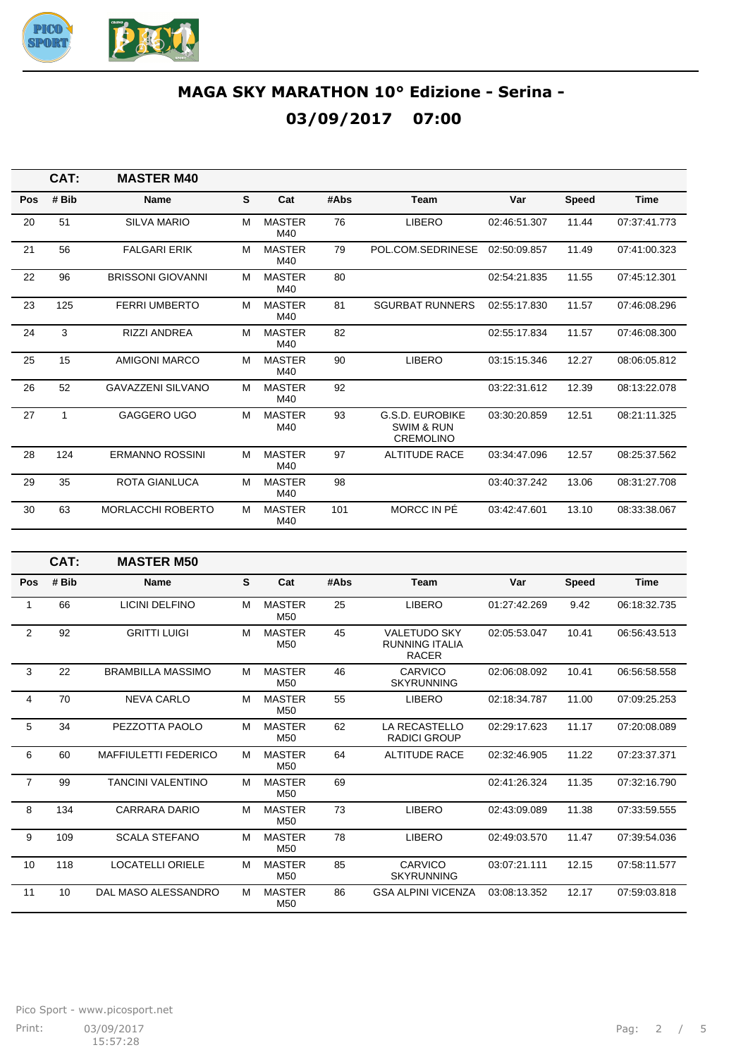# MAGA SKY MARATHON 10° Edizione - Serina -

## 03/09/2017 07:00

**CAT: MASTER M40**

| Pos | # Bib | Name | S | Cat | #Abs | Team | Var | Speed | Time |
|---|---|---|---|---|---|---|---|---|---|
| 20 | 51 | SILVA MARIO | M | MASTER M40 | 76 | LIBERO | 02:46:51.307 | 11.44 | 07:37:41.773 |
| 21 | 56 | FALGARI ERIK | M | MASTER M40 | 79 | POL.COM.SEDRINESE | 02:50:09.857 | 11.49 | 07:41:00.323 |
| 22 | 96 | BRISSONI GIOVANNI | M | MASTER M40 | 80 | | 02:54:21.835 | 11.55 | 07:45:12.301 |
| 23 | 125 | FERRI UMBERTO | M | MASTER M40 | 81 | SGURBAT RUNNERS | 02:55:17.830 | 11.57 | 07:46:08.296 |
| 24 | 3 | RIZZI ANDREA | M | MASTER M40 | 82 | | 02:55:17.834 | 11.57 | 07:46:08.300 |
| 25 | 15 | AMIGONI MARCO | M | MASTER M40 | 90 | LIBERO | 03:15:15.346 | 12.27 | 08:06:05.812 |
| 26 | 52 | GAVAZZENI SILVANO | M | MASTER M40 | 92 | | 03:22:31.612 | 12.39 | 08:13:22.078 |
| 27 | 1 | GAGGERO UGO | M | MASTER M40 | 93 | G.S.D. EUROBIKE SWIM & RUN CREMOLINO | 03:30:20.859 | 12.51 | 08:21:11.325 |
| 28 | 124 | ERMANNO ROSSINI | M | MASTER M40 | 97 | ALTITUDE RACE | 03:34:47.096 | 12.57 | 08:25:37.562 |
| 29 | 35 | ROTA GIANLUCA | M | MASTER M40 | 98 | | 03:40:37.242 | 13.06 | 08:31:27.708 |
| 30 | 63 | MORLACCHI ROBERTO | M | MASTER M40 | 101 | MORCC IN PÉ | 03:42:47.601 | 13.10 | 08:33:38.067 |

**CAT: MASTER M50**

| Pos | # Bib | Name | S | Cat | #Abs | Team | Var | Speed | Time |
|---|---|---|---|---|---|---|---|---|---|
| 1 | 66 | LICINI DELFINO | M | MASTER M50 | 25 | LIBERO | 01:27:42.269 | 9.42 | 06:18:32.735 |
| 2 | 92 | GRITTI LUIGI | M | MASTER M50 | 45 | VALETUDO SKY RUNNING ITALIA RACER | 02:05:53.047 | 10.41 | 06:56:43.513 |
| 3 | 22 | BRAMBILLA MASSIMO | M | MASTER M50 | 46 | CARVICO SKYRUNNING | 02:06:08.092 | 10.41 | 06:56:58.558 |
| 4 | 70 | NEVA CARLO | M | MASTER M50 | 55 | LIBERO | 02:18:34.787 | 11.00 | 07:09:25.253 |
| 5 | 34 | PEZZOTTA PAOLO | M | MASTER M50 | 62 | LA RECASTELLO RADICI GROUP | 02:29:17.623 | 11.17 | 07:20:08.089 |
| 6 | 60 | MAFFIULETTI FEDERICO | M | MASTER M50 | 64 | ALTITUDE RACE | 02:32:46.905 | 11.22 | 07:23:37.371 |
| 7 | 99 | TANCINI VALENTINO | M | MASTER M50 | 69 | | 02:41:26.324 | 11.35 | 07:32:16.790 |
| 8 | 134 | CARRARA DARIO | M | MASTER M50 | 73 | LIBERO | 02:43:09.089 | 11.38 | 07:33:59.555 |
| 9 | 109 | SCALA STEFANO | M | MASTER M50 | 78 | LIBERO | 02:49:03.570 | 11.47 | 07:39:54.036 |
| 10 | 118 | LOCATELLI ORIELE | M | MASTER M50 | 85 | CARVICO SKYRUNNING | 03:07:21.111 | 12.15 | 07:58:11.577 |
| 11 | 10 | DAL MASO ALESSANDRO | M | MASTER M50 | 86 | GSA ALPINI VICENZA | 03:08:13.352 | 12.17 | 07:59:03.818 |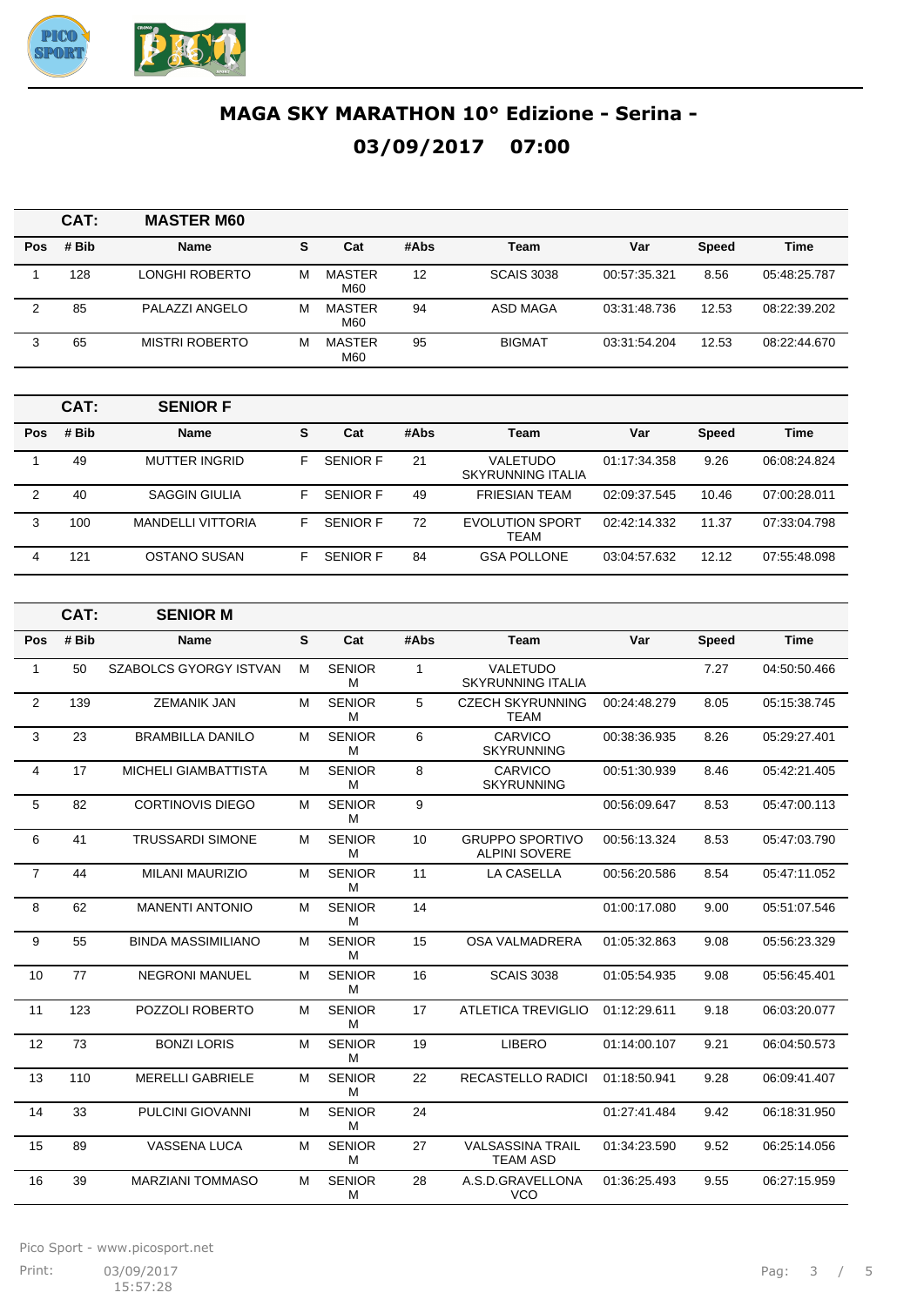# MAGA SKY MARATHON 10° Edizione - Serina -

## 03/09/2017 07:00

| CAT: | MASTER M60 | | | | | | | |
|---|---|---|---|---|---|---|---|---|
| Pos | # Bib | Name | S | Cat | #Abs | Team | Var | Speed | Time |

| Pos | # Bib | Name | S | Cat | #Abs | Team | Var | Speed | Time |
|---|---|---|---|---|---|---|---|---|---|
| 1 | 128 | LONGHI ROBERTO | M | MASTER M60 | 12 | SCAIS 3038 | 00:57:35.321 | 8.56 | 05:48:25.787 |
| 2 | 85 | PALAZZI ANGELO | M | MASTER M60 | 94 | ASD MAGA | 03:31:48.736 | 12.53 | 08:22:39.202 |
| 3 | 65 | MISTRI ROBERTO | M | MASTER M60 | 95 | BIGMAT | 03:31:54.204 | 12.53 | 08:22:44.670 |

**CAT: SENIOR F**

| Pos | # Bib | Name | S | Cat | #Abs | Team | Var | Speed | Time |
|---|---|---|---|---|---|---|---|---|---|
| 1 | 49 | MUTTER INGRID | F | SENIOR F | 21 | VALETUDO SKYRUNNING ITALIA | 01:17:34.358 | 9.26 | 06:08:24.824 |
| 2 | 40 | SAGGIN GIULIA | F | SENIOR F | 49 | FRIESIAN TEAM | 02:09:37.545 | 10.46 | 07:00:28.011 |
| 3 | 100 | MANDELLI VITTORIA | F | SENIOR F | 72 | EVOLUTION SPORT TEAM | 02:42:14.332 | 11.37 | 07:33:04.798 |
| 4 | 121 | OSTANO SUSAN | F | SENIOR F | 84 | GSA POLLONE | 03:04:57.632 | 12.12 | 07:55:48.098 |

**CAT: SENIOR M**

| Pos | # Bib | Name | S | Cat | #Abs | Team | Var | Speed | Time |
|---|---|---|---|---|---|---|---|---|---|
| 1 | 50 | SZABOLCS GYORGY ISTVAN | M | SENIOR M | 1 | VALETUDO SKYRUNNING ITALIA | | 7.27 | 04:50:50.466 |
| 2 | 139 | ZEMANIK JAN | M | SENIOR M | 5 | CZECH SKYRUNNING TEAM | 00:24:48.279 | 8.05 | 05:15:38.745 |
| 3 | 23 | BRAMBILLA DANILO | M | SENIOR M | 6 | CARVICO SKYRUNNING | 00:38:36.935 | 8.26 | 05:29:27.401 |
| 4 | 17 | MICHELI GIAMBATTISTA | M | SENIOR M | 8 | CARVICO SKYRUNNING | 00:51:30.939 | 8.46 | 05:42:21.405 |
| 5 | 82 | CORTINOVIS DIEGO | M | SENIOR M | 9 | | 00:56:09.647 | 8.53 | 05:47:00.113 |
| 6 | 41 | TRUSSARDI SIMONE | M | SENIOR M | 10 | GRUPPO SPORTIVO ALPINI SOVERE | 00:56:13.324 | 8.53 | 05:47:03.790 |
| 7 | 44 | MILANI MAURIZIO | M | SENIOR M | 11 | LA CASELLA | 00:56:20.586 | 8.54 | 05:47:11.052 |
| 8 | 62 | MANENTI ANTONIO | M | SENIOR M | 14 | | 01:00:17.080 | 9.00 | 05:51:07.546 |
| 9 | 55 | BINDA MASSIMILIANO | M | SENIOR M | 15 | OSA VALMADRERA | 01:05:32.863 | 9.08 | 05:56:23.329 |
| 10 | 77 | NEGRONI MANUEL | M | SENIOR M | 16 | SCAIS 3038 | 01:05:54.935 | 9.08 | 05:56:45.401 |
| 11 | 123 | POZZOLI ROBERTO | M | SENIOR M | 17 | ATLETICA TREVIGLIO | 01:12:29.611 | 9.18 | 06:03:20.077 |
| 12 | 73 | BONZI LORIS | M | SENIOR M | 19 | LIBERO | 01:14:00.107 | 9.21 | 06:04:50.573 |
| 13 | 110 | MERELLI GABRIELE | M | SENIOR M | 22 | RECASTELLO RADICI | 01:18:50.941 | 9.28 | 06:09:41.407 |
| 14 | 33 | PULCINI GIOVANNI | M | SENIOR M | 24 | | 01:27:41.484 | 9.42 | 06:18:31.950 |
| 15 | 89 | VASSENA LUCA | M | SENIOR M | 27 | VALSASSINA TRAIL TEAM ASD | 01:34:23.590 | 9.52 | 06:25:14.056 |
| 16 | 39 | MARZIANI TOMMASO | M | SENIOR M | 28 | A.S.D.GRAVELLONA VCO | 01:36:25.493 | 9.55 | 06:27:15.959 |

Pico Sport - www.picosport.net

Print: 03/09/2017 15:57:28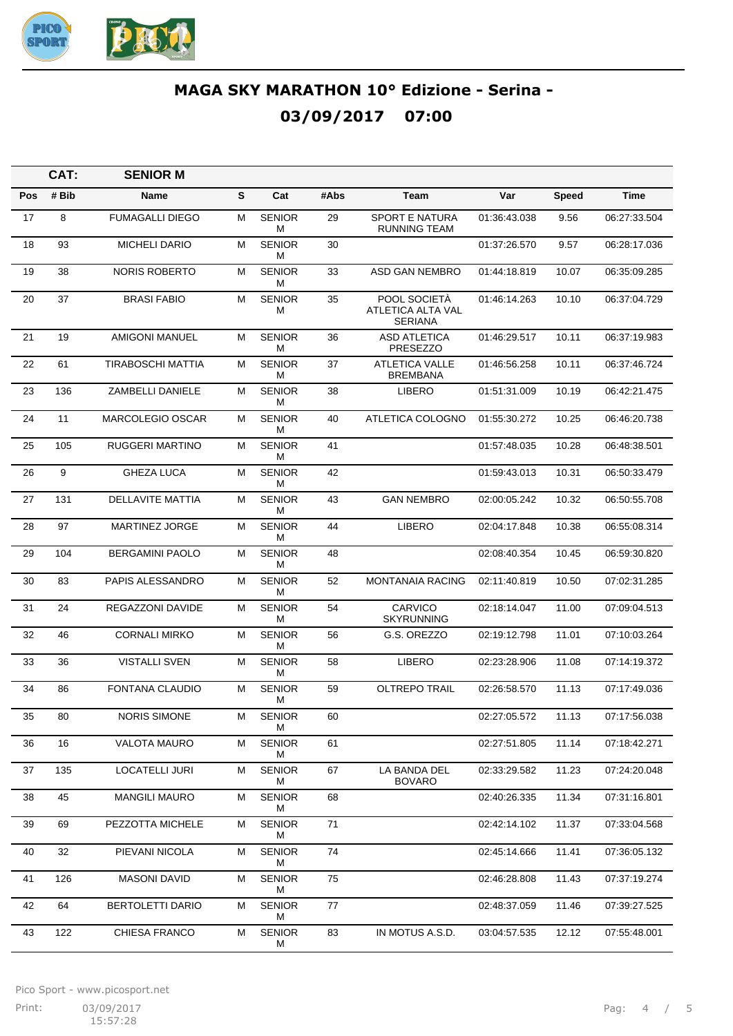# MAGA SKY MARATHON 10° Edizione - Serina -

## 03/09/2017 07:00

**CAT: SENIOR M**

| Pos | # Bib | Name | S | Cat | #Abs | Team | Var | Speed | Time |
|---|---|---|---|---|---|---|---|---|---|
| 17 | 8 | FUMAGALLI DIEGO | M | SENIOR M | 29 | SPORT E NATURA RUNNING TEAM | 01:36:43.038 | 9.56 | 06:27:33.504 |
| 18 | 93 | MICHELI DARIO | M | SENIOR M | 30 | | 01:37:26.570 | 9.57 | 06:28:17.036 |
| 19 | 38 | NORIS ROBERTO | M | SENIOR M | 33 | ASD GAN NEMBRO | 01:44:18.819 | 10.07 | 06:35:09.285 |
| 20 | 37 | BRASI FABIO | M | SENIOR M | 35 | POOL SOCIETÀ ATLETICA ALTA VAL SERIANA | 01:46:14.263 | 10.10 | 06:37:04.729 |
| 21 | 19 | AMIGONI MANUEL | M | SENIOR M | 36 | ASD ATLETICA PRESEZZO | 01:46:29.517 | 10.11 | 06:37:19.983 |
| 22 | 61 | TIRABOSCHI MATTIA | M | SENIOR M | 37 | ATLETICA VALLE BREMBANA | 01:46:56.258 | 10.11 | 06:37:46.724 |
| 23 | 136 | ZAMBELLI DANIELE | M | SENIOR M | 38 | LIBERO | 01:51:31.009 | 10.19 | 06:42:21.475 |
| 24 | 11 | MARCOLEGIO OSCAR | M | SENIOR M | 40 | ATLETICA COLOGNO | 01:55:30.272 | 10.25 | 06:46:20.738 |
| 25 | 105 | RUGGERI MARTINO | M | SENIOR M | 41 | | 01:57:48.035 | 10.28 | 06:48:38.501 |
| 26 | 9 | GHEZA LUCA | M | SENIOR M | 42 | | 01:59:43.013 | 10.31 | 06:50:33.479 |
| 27 | 131 | DELLAVITE MATTIA | M | SENIOR M | 43 | GAN NEMBRO | 02:00:05.242 | 10.32 | 06:50:55.708 |
| 28 | 97 | MARTINEZ JORGE | M | SENIOR M | 44 | LIBERO | 02:04:17.848 | 10.38 | 06:55:08.314 |
| 29 | 104 | BERGAMINI PAOLO | M | SENIOR M | 48 | | 02:08:40.354 | 10.45 | 06:59:30.820 |
| 30 | 83 | PAPIS ALESSANDRO | M | SENIOR M | 52 | MONTANAIA RACING | 02:11:40.819 | 10.50 | 07:02:31.285 |
| 31 | 24 | REGAZZONI DAVIDE | M | SENIOR M | 54 | CARVICO SKYRUNNING | 02:18:14.047 | 11.00 | 07:09:04.513 |
| 32 | 46 | CORNALI MIRKO | M | SENIOR M | 56 | G.S. OREZZO | 02:19:12.798 | 11.01 | 07:10:03.264 |
| 33 | 36 | VISTALLI SVEN | M | SENIOR M | 58 | LIBERO | 02:23:28.906 | 11.08 | 07:14:19.372 |
| 34 | 86 | FONTANA CLAUDIO | M | SENIOR M | 59 | OLTREPO TRAIL | 02:26:58.570 | 11.13 | 07:17:49.036 |
| 35 | 80 | NORIS SIMONE | M | SENIOR M | 60 | | 02:27:05.572 | 11.13 | 07:17:56.038 |
| 36 | 16 | VALOTA MAURO | M | SENIOR M | 61 | | 02:27:51.805 | 11.14 | 07:18:42.271 |
| 37 | 135 | LOCATELLI JURI | M | SENIOR M | 67 | LA BANDA DEL BOVARO | 02:33:29.582 | 11.23 | 07:24:20.048 |
| 38 | 45 | MANGILI MAURO | M | SENIOR M | 68 | | 02:40:26.335 | 11.34 | 07:31:16.801 |
| 39 | 69 | PEZZOTTA MICHELE | M | SENIOR M | 71 | | 02:42:14.102 | 11.37 | 07:33:04.568 |
| 40 | 32 | PIEVANI NICOLA | M | SENIOR M | 74 | | 02:45:14.666 | 11.41 | 07:36:05.132 |
| 41 | 126 | MASONI DAVID | M | SENIOR M | 75 | | 02:46:28.808 | 11.43 | 07:37:19.274 |
| 42 | 64 | BERTOLETTI DARIO | M | SENIOR M | 77 | | 02:48:37.059 | 11.46 | 07:39:27.525 |
| 43 | 122 | CHIESA FRANCO | M | SENIOR M | 83 | IN MOTUS A.S.D. | 03:04:57.535 | 12.12 | 07:55:48.001 |

Pico Sport - www.picosport.net

Print: 03/09/2017 15:57:28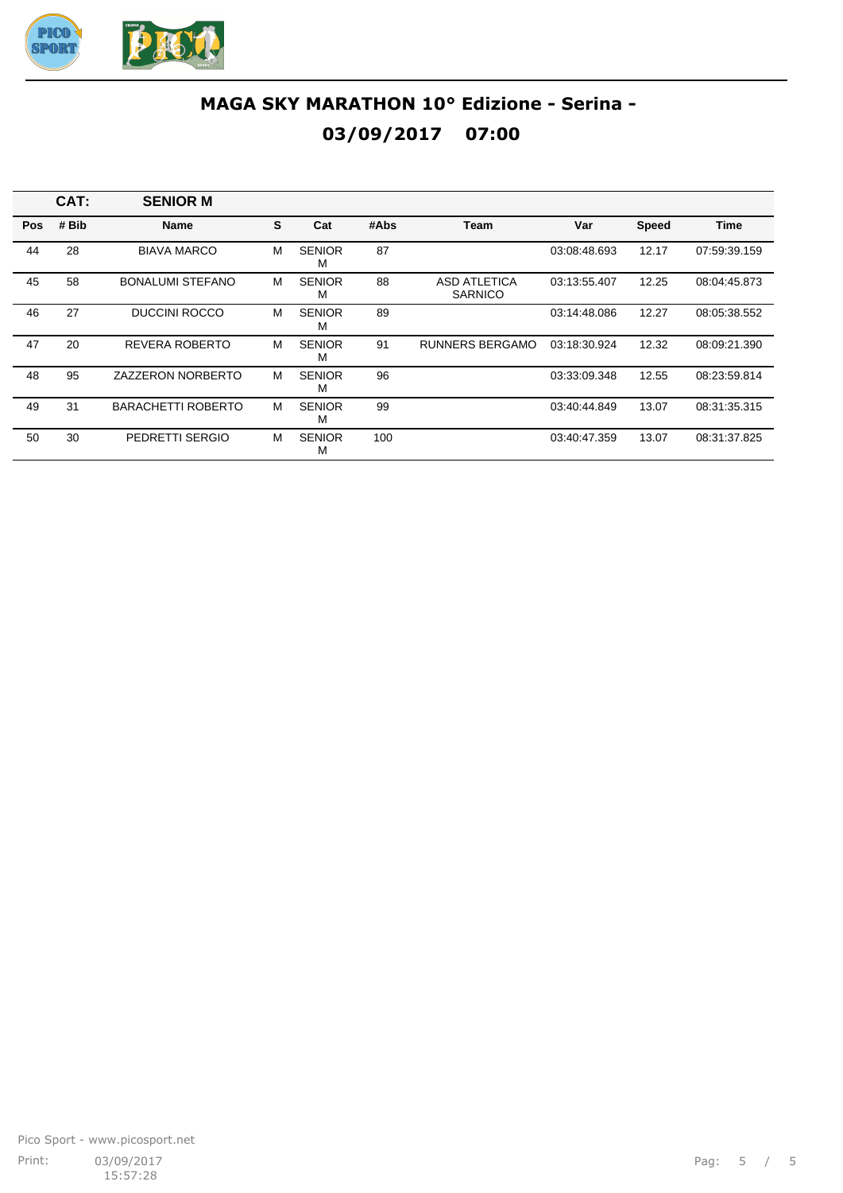# MAGA SKY MARATHON 10° Edizione - Serina -

## 03/09/2017 07:00

| CAT: | SENIOR M | | | | | | | |
|---|---|---|---|---|---|---|---|---|
| **Pos** | **# Bib** | **Name** | **S** | **Cat** | **#Abs** | **Team** | **Var** | **Speed** | **Time** |

| Pos | # Bib | Name | S | Cat | #Abs | Team | Var | Speed | Time |
|---|---|---|---|---|---|---|---|---|---|
| 44 | 28 | BIAVA MARCO | M | SENIOR M | 87 | | 03:08:48.693 | 12.17 | 07:59:39.159 |
| 45 | 58 | BONALUMI STEFANO | M | SENIOR M | 88 | ASD ATLETICA SARNICO | 03:13:55.407 | 12.25 | 08:04:45.873 |
| 46 | 27 | DUCCINI ROCCO | M | SENIOR M | 89 | | 03:14:48.086 | 12.27 | 08:05:38.552 |
| 47 | 20 | REVERA ROBERTO | M | SENIOR M | 91 | RUNNERS BERGAMO | 03:18:30.924 | 12.32 | 08:09:21.390 |
| 48 | 95 | ZAZZERON NORBERTO | M | SENIOR M | 96 | | 03:33:09.348 | 12.55 | 08:23:59.814 |
| 49 | 31 | BARACHETTI ROBERTO | M | SENIOR M | 99 | | 03:40:44.849 | 13.07 | 08:31:35.315 |
| 50 | 30 | PEDRETTI SERGIO | M | SENIOR M | 100 | | 03:40:47.359 | 13.07 | 08:31:37.825 |

Pico Sport - www.picosport.net

Print: 03/09/2017 15:57:28